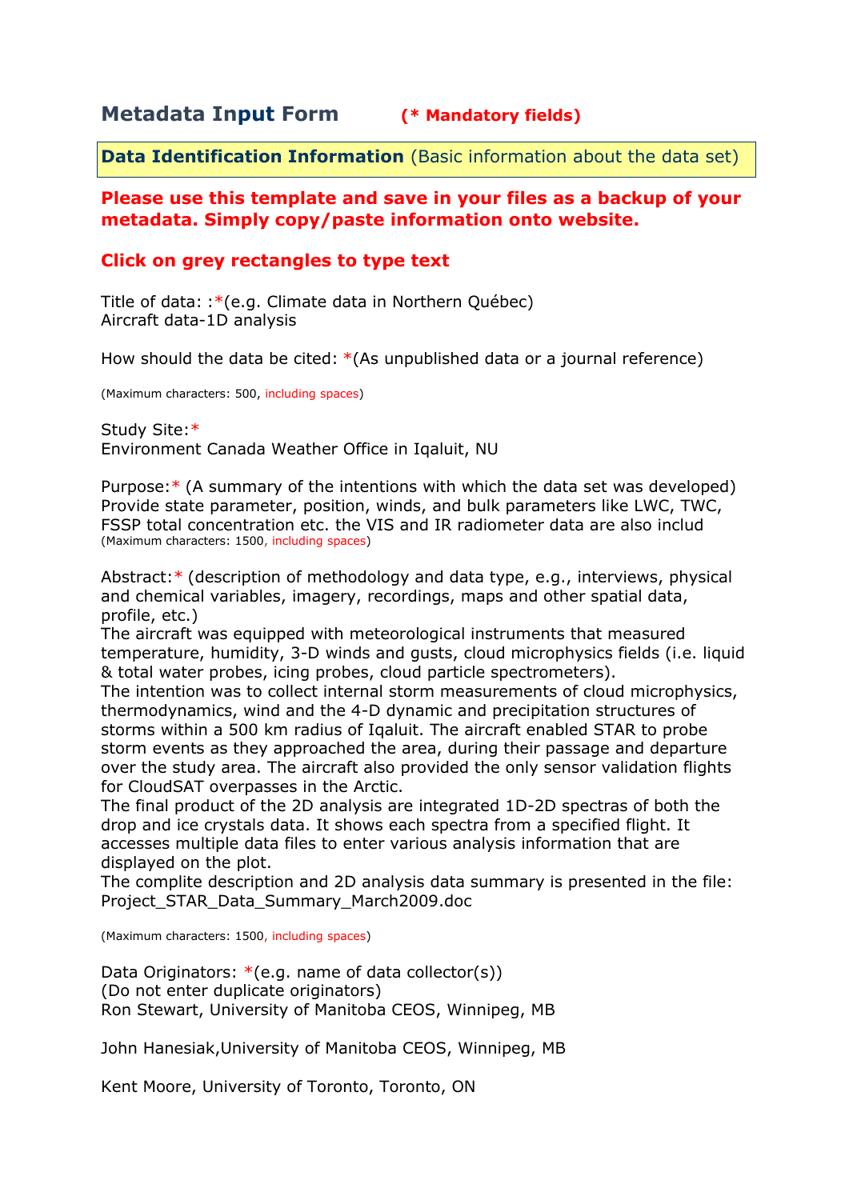# Metadata Input Form **(* Mandatory fields)**

**Data Identification Information** (Basic information about the data set)

**Please use this template and save in your files as a backup of your metadata. Simply copy/paste information onto website.**

**Click on grey rectangles to type text**

Title of data: :*(e.g. Climate data in Northern Québec)
Aircraft data-1D analysis

How should the data be cited: *(As unpublished data or a journal reference)

(Maximum characters: 500, including spaces)

Study Site:*
Environment Canada Weather Office in Iqaluit, NU

Purpose:* (A summary of the intentions with which the data set was developed)
Provide state parameter, position, winds, and bulk parameters like LWC, TWC, FSSP total concentration etc. the VIS and IR radiometer data are also includ
(Maximum characters: 1500, including spaces)

Abstract:* (description of methodology and data type, e.g., interviews, physical and chemical variables, imagery, recordings, maps and other spatial data, profile, etc.)
The aircraft was equipped with meteorological instruments that measured temperature, humidity, 3-D winds and gusts, cloud microphysics fields (i.e. liquid & total water probes, icing probes, cloud particle spectrometers).
The intention was to collect internal storm measurements of cloud microphysics, thermodynamics, wind and the 4-D dynamic and precipitation structures of storms within a 500 km radius of Iqaluit. The aircraft enabled STAR to probe storm events as they approached the area, during their passage and departure over the study area. The aircraft also provided the only sensor validation flights for CloudSAT overpasses in the Arctic.
The final product of the 2D analysis are integrated 1D-2D spectras of both the drop and ice crystals data. It shows each spectra from a specified flight. It accesses multiple data files to enter various analysis information that are displayed on the plot.
The complite description and 2D analysis data summary is presented in the file: Project_STAR_Data_Summary_March2009.doc

(Maximum characters: 1500, including spaces)

Data Originators: *(e.g. name of data collector(s))
(Do not enter duplicate originators)
Ron Stewart, University of Manitoba CEOS, Winnipeg, MB

John Hanesiak,University of Manitoba CEOS, Winnipeg, MB

Kent Moore, University of Toronto, Toronto, ON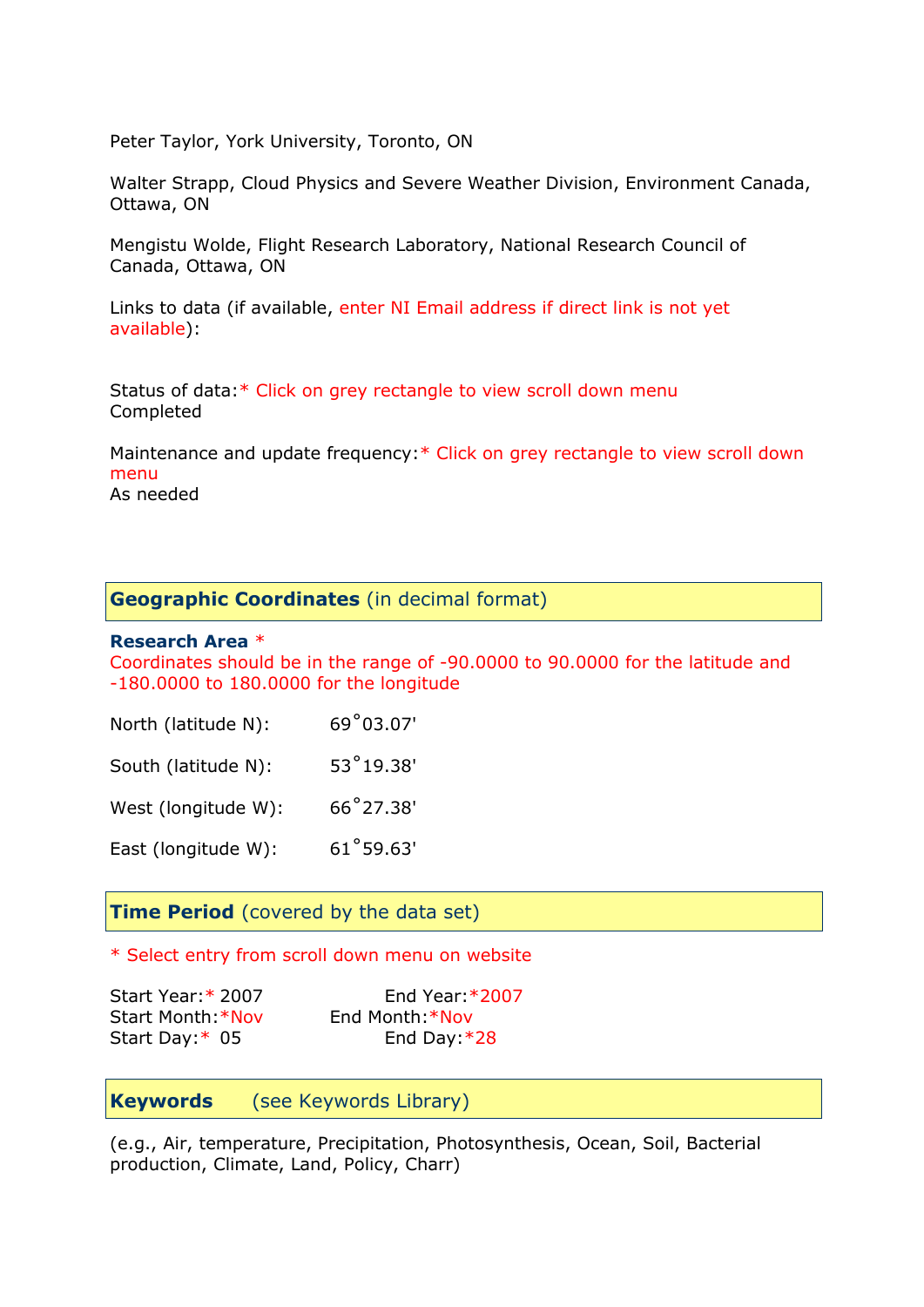Peter Taylor, York University, Toronto, ON

Walter Strapp, Cloud Physics and Severe Weather Division, Environment Canada, Ottawa, ON

Mengistu Wolde, Flight Research Laboratory, National Research Council of Canada, Ottawa, ON

Links to data (if available, enter NI Email address if direct link is not yet available):

Status of data:* Click on grey rectangle to view scroll down menu
Completed

Maintenance and update frequency:* Click on grey rectangle to view scroll down menu
As needed

## Geographic Coordinates (in decimal format)

**Research Area** *
Coordinates should be in the range of -90.0000 to 90.0000 for the latitude and -180.0000 to 180.0000 for the longitude

North (latitude N): 69˚03.07'

South (latitude N): 53˚19.38'

West (longitude W): 66˚27.38'

East (longitude W): 61˚59.63'

## Time Period (covered by the data set)

* Select entry from scroll down menu on website

Start Year:* 2007 End Year:*2007
Start Month:*Nov End Month:*Nov
Start Day:* 05 End Day:*28

## Keywords (see Keywords Library)

(e.g., Air, temperature, Precipitation, Photosynthesis, Ocean, Soil, Bacterial production, Climate, Land, Policy, Charr)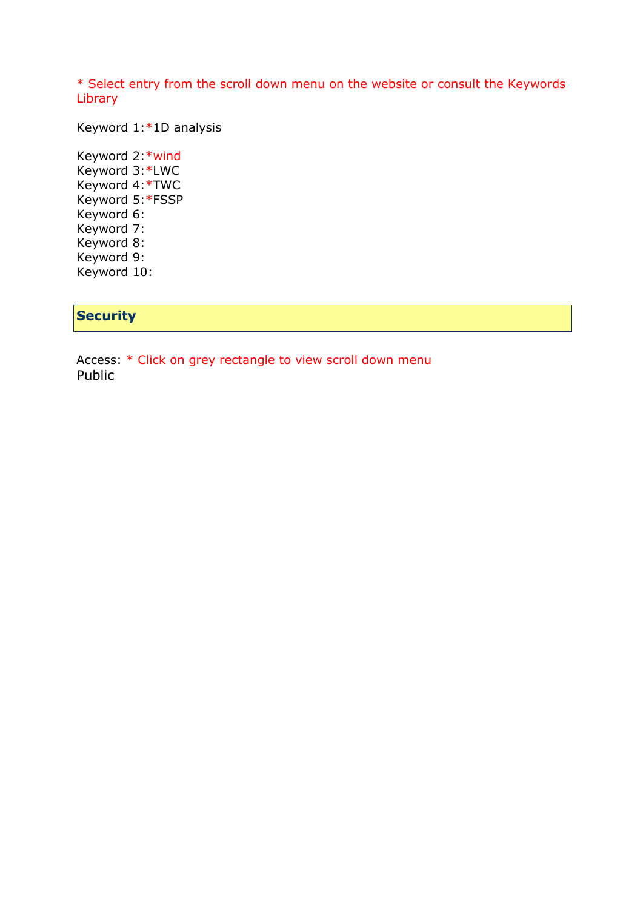* Select entry from the scroll down menu on the website or consult the Keywords Library

Keyword 1:*1D analysis

Keyword 2:*wind
Keyword 3:*LWC
Keyword 4:*TWC
Keyword 5:*FSSP
Keyword 6:
Keyword 7:
Keyword 8:
Keyword 9:
Keyword 10:

## Security

Access: * Click on grey rectangle to view scroll down menu
Public